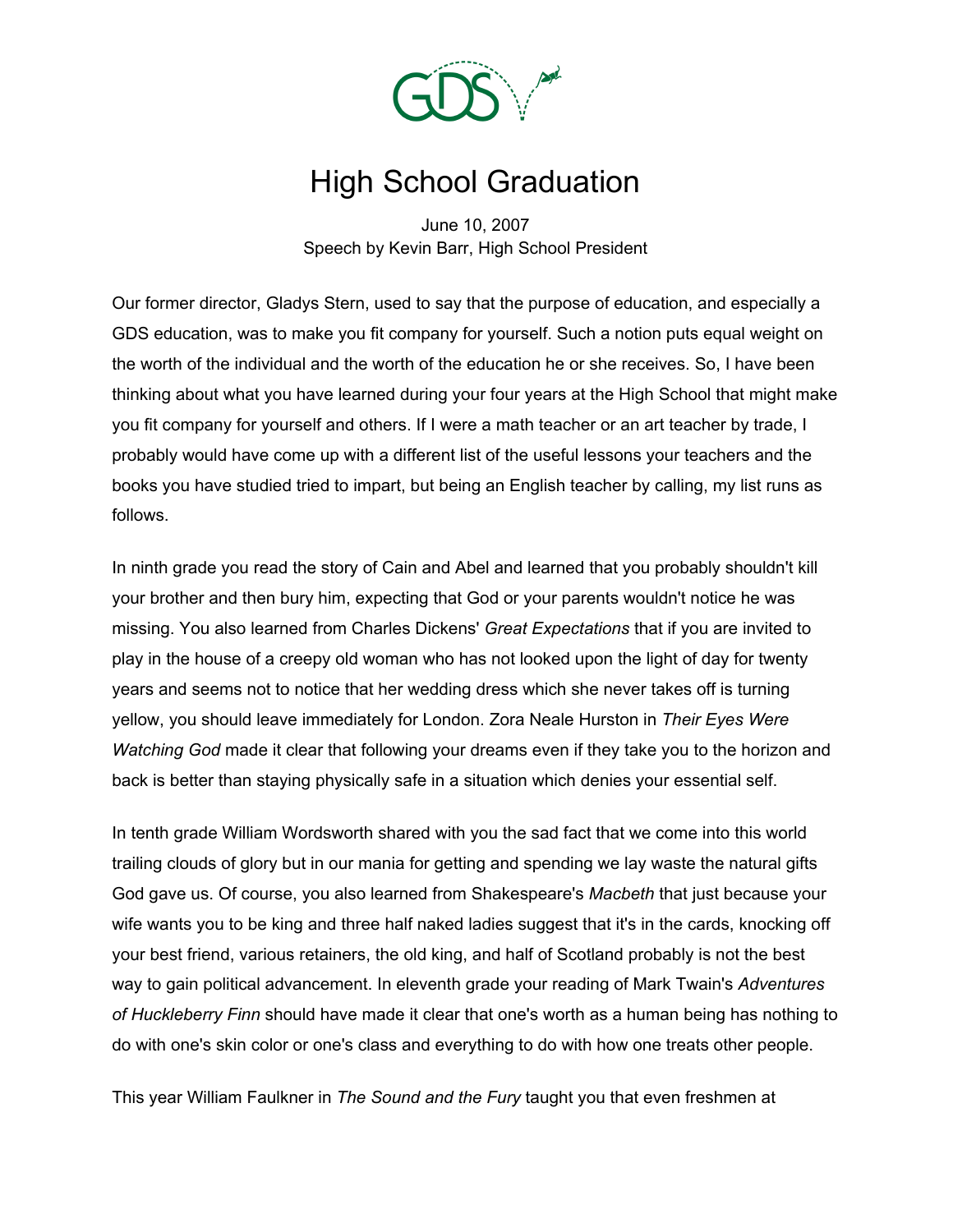# High School Graduation

June 10, 2007
Speech by Kevin Barr, High School President

Our former director, Gladys Stern, used to say that the purpose of education, and especially a GDS education, was to make you fit company for yourself. Such a notion puts equal weight on the worth of the individual and the worth of the education he or she receives. So, I have been thinking about what you have learned during your four years at the High School that might make you fit company for yourself and others. If I were a math teacher or an art teacher by trade, I probably would have come up with a different list of the useful lessons your teachers and the books you have studied tried to impart, but being an English teacher by calling, my list runs as follows.

In ninth grade you read the story of Cain and Abel and learned that you probably shouldn't kill your brother and then bury him, expecting that God or your parents wouldn't notice he was missing. You also learned from Charles Dickens' *Great Expectations* that if you are invited to play in the house of a creepy old woman who has not looked upon the light of day for twenty years and seems not to notice that her wedding dress which she never takes off is turning yellow, you should leave immediately for London. Zora Neale Hurston in *Their Eyes Were Watching God* made it clear that following your dreams even if they take you to the horizon and back is better than staying physically safe in a situation which denies your essential self.

In tenth grade William Wordsworth shared with you the sad fact that we come into this world trailing clouds of glory but in our mania for getting and spending we lay waste the natural gifts God gave us. Of course, you also learned from Shakespeare's *Macbeth* that just because your wife wants you to be king and three half naked ladies suggest that it's in the cards, knocking off your best friend, various retainers, the old king, and half of Scotland probably is not the best way to gain political advancement. In eleventh grade your reading of Mark Twain's *Adventures of Huckleberry Finn* should have made it clear that one's worth as a human being has nothing to do with one's skin color or one's class and everything to do with how one treats other people.

This year William Faulkner in *The Sound and the Fury* taught you that even freshmen at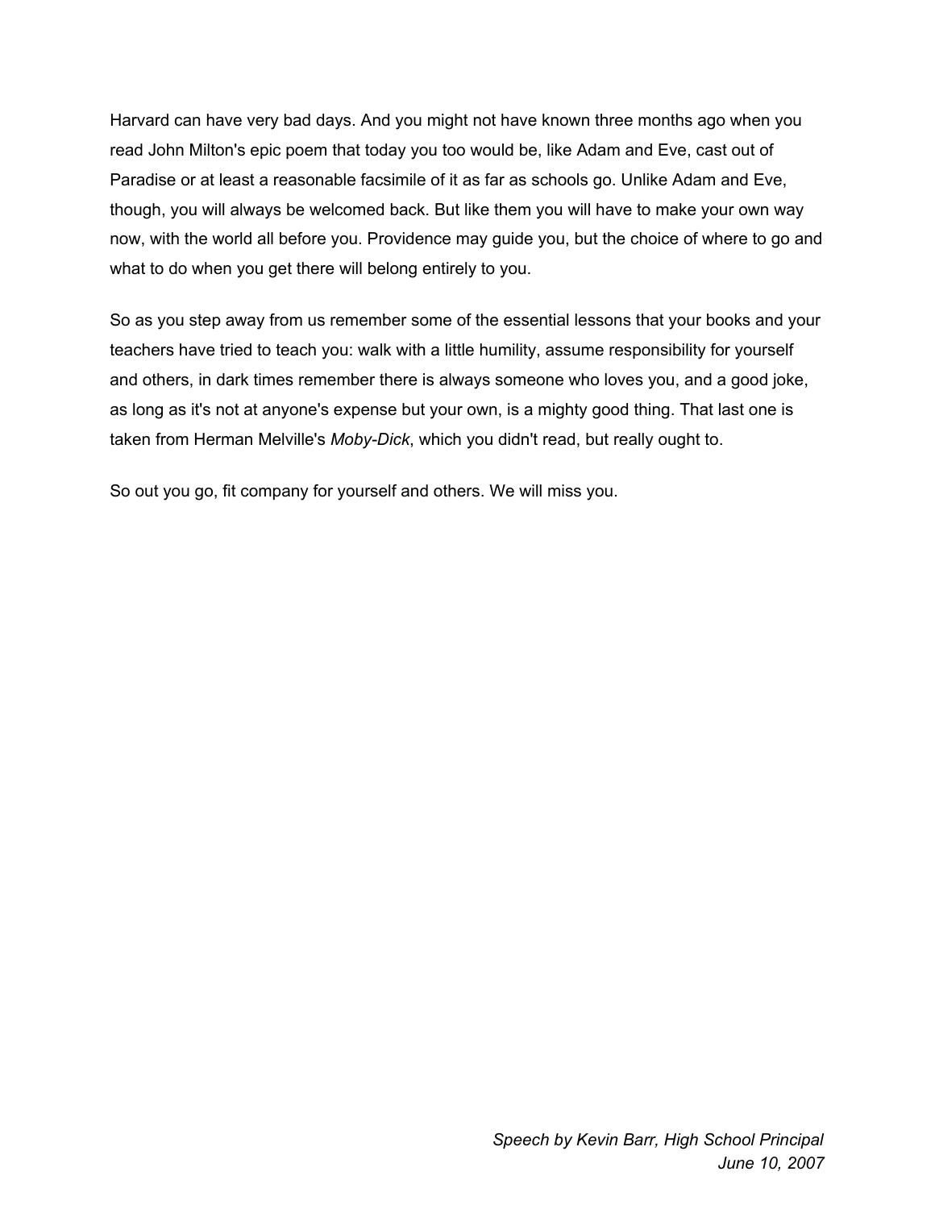Harvard can have very bad days. And you might not have known three months ago when you read John Milton's epic poem that today you too would be, like Adam and Eve, cast out of Paradise or at least a reasonable facsimile of it as far as schools go. Unlike Adam and Eve, though, you will always be welcomed back. But like them you will have to make your own way now, with the world all before you. Providence may guide you, but the choice of where to go and what to do when you get there will belong entirely to you.

So as you step away from us remember some of the essential lessons that your books and your teachers have tried to teach you: walk with a little humility, assume responsibility for yourself and others, in dark times remember there is always someone who loves you, and a good joke, as long as it's not at anyone's expense but your own, is a mighty good thing. That last one is taken from Herman Melville's *Moby-Dick*, which you didn't read, but really ought to.

So out you go, fit company for yourself and others. We will miss you.

*Speech by Kevin Barr, High School Principal*
*June 10, 2007*